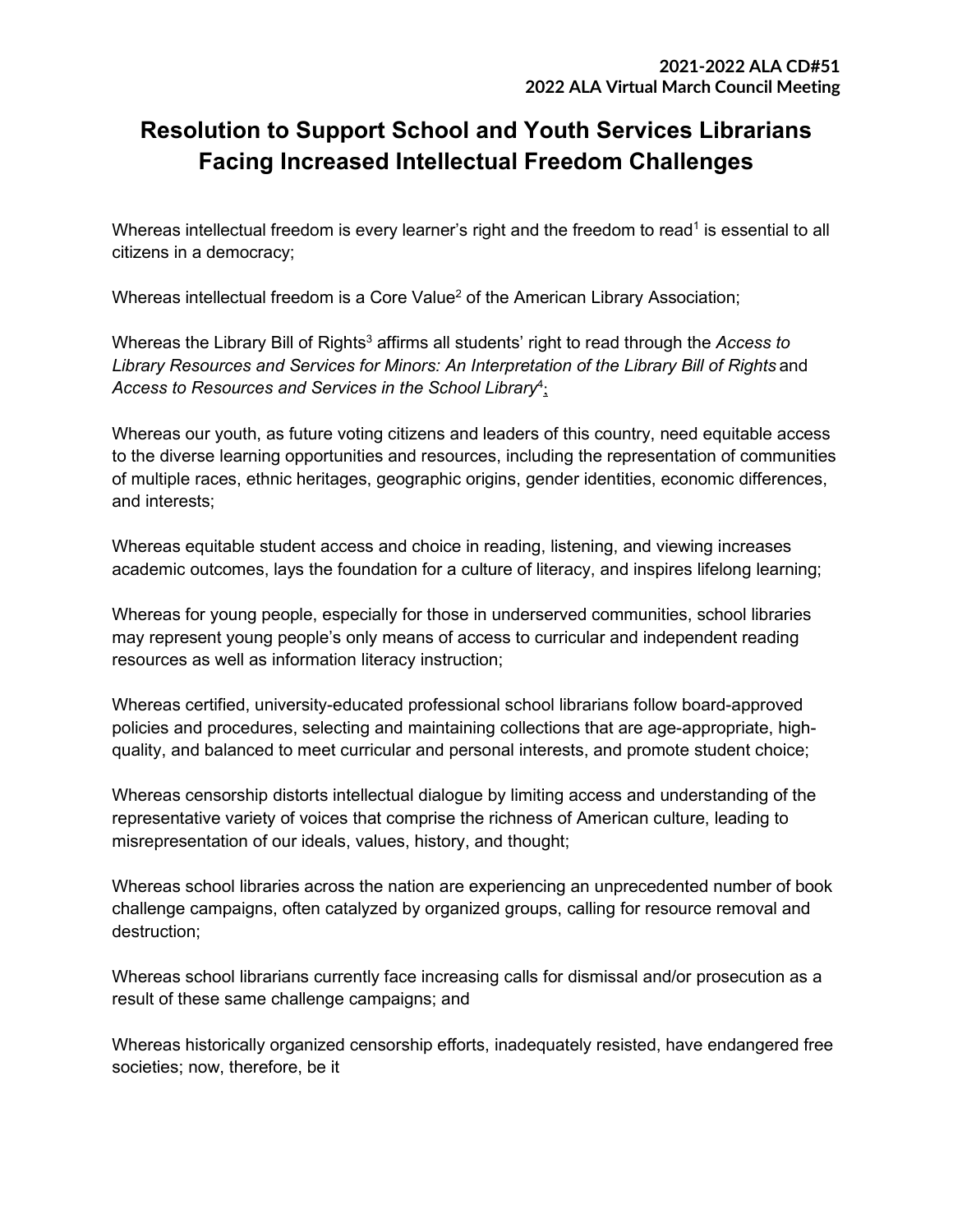**2021-2022 ALA CD#51**
**2022 ALA Virtual March Council Meeting**

# Resolution to Support School and Youth Services Librarians Facing Increased Intellectual Freedom Challenges

Whereas intellectual freedom is every learner's right and the freedom to read[1] is essential to all citizens in a democracy;

Whereas intellectual freedom is a Core Value[2] of the American Library Association;

Whereas the Library Bill of Rights[3] affirms all students' right to read through the *Access to Library Resources and Services for Minors: An Interpretation of the Library Bill of Rights* and *Access to Resources and Services in the School Library*[4];

Whereas our youth, as future voting citizens and leaders of this country, need equitable access to the diverse learning opportunities and resources, including the representation of communities of multiple races, ethnic heritages, geographic origins, gender identities, economic differences, and interests;

Whereas equitable student access and choice in reading, listening, and viewing increases academic outcomes, lays the foundation for a culture of literacy, and inspires lifelong learning;

Whereas for young people, especially for those in underserved communities, school libraries may represent young people's only means of access to curricular and independent reading resources as well as information literacy instruction;

Whereas certified, university-educated professional school librarians follow board-approved policies and procedures, selecting and maintaining collections that are age-appropriate, high-quality, and balanced to meet curricular and personal interests, and promote student choice;

Whereas censorship distorts intellectual dialogue by limiting access and understanding of the representative variety of voices that comprise the richness of American culture, leading to misrepresentation of our ideals, values, history, and thought;

Whereas school libraries across the nation are experiencing an unprecedented number of book challenge campaigns, often catalyzed by organized groups, calling for resource removal and destruction;

Whereas school librarians currently face increasing calls for dismissal and/or prosecution as a result of these same challenge campaigns; and

Whereas historically organized censorship efforts, inadequately resisted, have endangered free societies; now, therefore, be it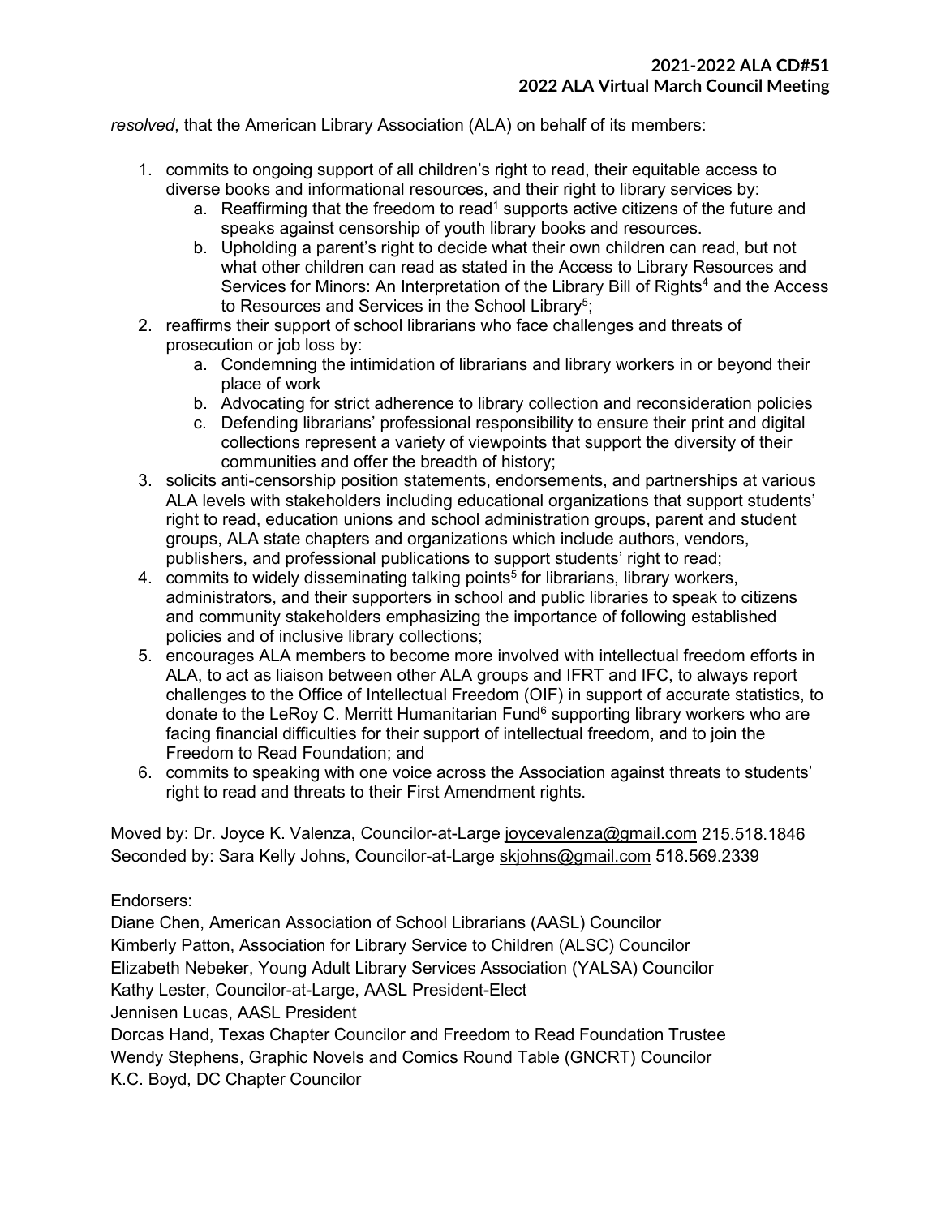*resolved*, that the American Library Association (ALA) on behalf of its members:

1. commits to ongoing support of all children's right to read, their equitable access to diverse books and informational resources, and their right to library services by:
   a. Reaffirming that the freedom to read[1] supports active citizens of the future and speaks against censorship of youth library books and resources.
   b. Upholding a parent's right to decide what their own children can read, but not what other children can read as stated in the Access to Library Resources and Services for Minors: An Interpretation of the Library Bill of Rights[4] and the Access to Resources and Services in the School Library[5];
2. reaffirms their support of school librarians who face challenges and threats of prosecution or job loss by:
   a. Condemning the intimidation of librarians and library workers in or beyond their place of work
   b. Advocating for strict adherence to library collection and reconsideration policies
   c. Defending librarians' professional responsibility to ensure their print and digital collections represent a variety of viewpoints that support the diversity of their communities and offer the breadth of history;
3. solicits anti-censorship position statements, endorsements, and partnerships at various ALA levels with stakeholders including educational organizations that support students' right to read, education unions and school administration groups, parent and student groups, ALA state chapters and organizations which include authors, vendors, publishers, and professional publications to support students' right to read;
4. commits to widely disseminating talking points[5] for librarians, library workers, administrators, and their supporters in school and public libraries to speak to citizens and community stakeholders emphasizing the importance of following established policies and of inclusive library collections;
5. encourages ALA members to become more involved with intellectual freedom efforts in ALA, to act as liaison between other ALA groups and IFRT and IFC, to always report challenges to the Office of Intellectual Freedom (OIF) in support of accurate statistics, to donate to the LeRoy C. Merritt Humanitarian Fund[6] supporting library workers who are facing financial difficulties for their support of intellectual freedom, and to join the Freedom to Read Foundation; and
6. commits to speaking with one voice across the Association against threats to students' right to read and threats to their First Amendment rights.

Moved by: Dr. Joyce K. Valenza, Councilor-at-Large joycevalenza@gmail.com 215.518.1846
Seconded by: Sara Kelly Johns, Councilor-at-Large skjohns@gmail.com 518.569.2339

Endorsers:
Diane Chen, American Association of School Librarians (AASL) Councilor
Kimberly Patton, Association for Library Service to Children (ALSC) Councilor
Elizabeth Nebeker, Young Adult Library Services Association (YALSA) Councilor
Kathy Lester, Councilor-at-Large, AASL President-Elect
Jennisen Lucas, AASL President
Dorcas Hand, Texas Chapter Councilor and Freedom to Read Foundation Trustee
Wendy Stephens, Graphic Novels and Comics Round Table (GNCRT) Councilor
K.C. Boyd, DC Chapter Councilor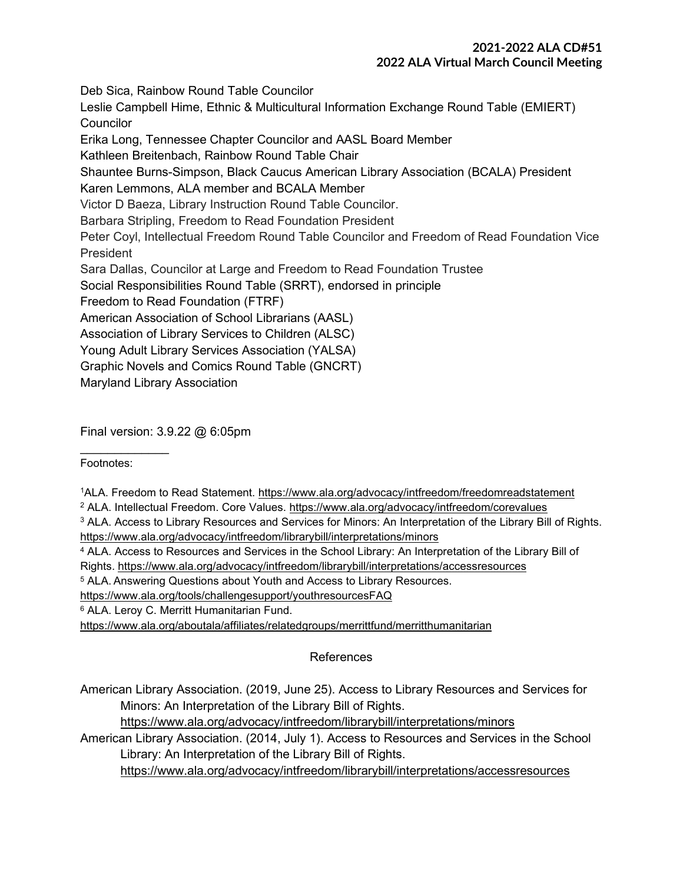Deb Sica, Rainbow Round Table Councilor

Leslie Campbell Hime, Ethnic & Multicultural Information Exchange Round Table (EMIERT) Councilor

Erika Long, Tennessee Chapter Councilor and AASL Board Member

Kathleen Breitenbach, Rainbow Round Table Chair

Shauntee Burns-Simpson, Black Caucus American Library Association (BCALA) President

Karen Lemmons, ALA member and BCALA Member

Victor D Baeza, Library Instruction Round Table Councilor.

Barbara Stripling, Freedom to Read Foundation President

Peter Coyl, Intellectual Freedom Round Table Councilor and Freedom of Read Foundation Vice President

Sara Dallas, Councilor at Large and Freedom to Read Foundation Trustee

Social Responsibilities Round Table (SRRT), endorsed in principle

Freedom to Read Foundation (FTRF)

American Association of School Librarians (AASL)

Association of Library Services to Children (ALSC)

Young Adult Library Services Association (YALSA)

Graphic Novels and Comics Round Table (GNCRT)

Maryland Library Association

Final version: 3.9.22 @ 6:05pm

---

Footnotes:

[1] ALA. Freedom to Read Statement. https://www.ala.org/advocacy/intfreedom/freedomreadstatement

[2] ALA. Intellectual Freedom. Core Values. https://www.ala.org/advocacy/intfreedom/corevalues

[3] ALA. Access to Library Resources and Services for Minors: An Interpretation of the Library Bill of Rights. https://www.ala.org/advocacy/intfreedom/librarybill/interpretations/minors

[4] ALA. Access to Resources and Services in the School Library: An Interpretation of the Library Bill of Rights. https://www.ala.org/advocacy/intfreedom/librarybill/interpretations/accessresources

[5] ALA. Answering Questions about Youth and Access to Library Resources. https://www.ala.org/tools/challengesupport/youthresourcesFAQ

[6] ALA. Leroy C. Merritt Humanitarian Fund. https://www.ala.org/aboutala/affiliates/relatedgroups/merrittfund/merritthumanitarian

## References

American Library Association. (2019, June 25). Access to Library Resources and Services for Minors: An Interpretation of the Library Bill of Rights. https://www.ala.org/advocacy/intfreedom/librarybill/interpretations/minors

American Library Association. (2014, July 1). Access to Resources and Services in the School Library: An Interpretation of the Library Bill of Rights. https://www.ala.org/advocacy/intfreedom/librarybill/interpretations/accessresources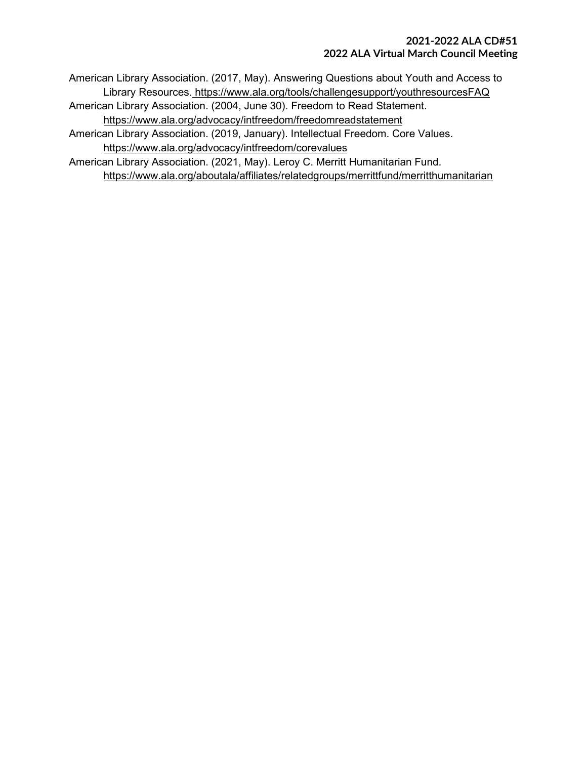American Library Association. (2017, May). Answering Questions about Youth and Access to Library Resources. https://www.ala.org/tools/challengesupport/youthresourcesFAQ

American Library Association. (2004, June 30). Freedom to Read Statement. https://www.ala.org/advocacy/intfreedom/freedomreadstatement

American Library Association. (2019, January). Intellectual Freedom. Core Values. https://www.ala.org/advocacy/intfreedom/corevalues

American Library Association. (2021, May). Leroy C. Merritt Humanitarian Fund. https://www.ala.org/aboutala/affiliates/relatedgroups/merrittfund/merritthumanitarian